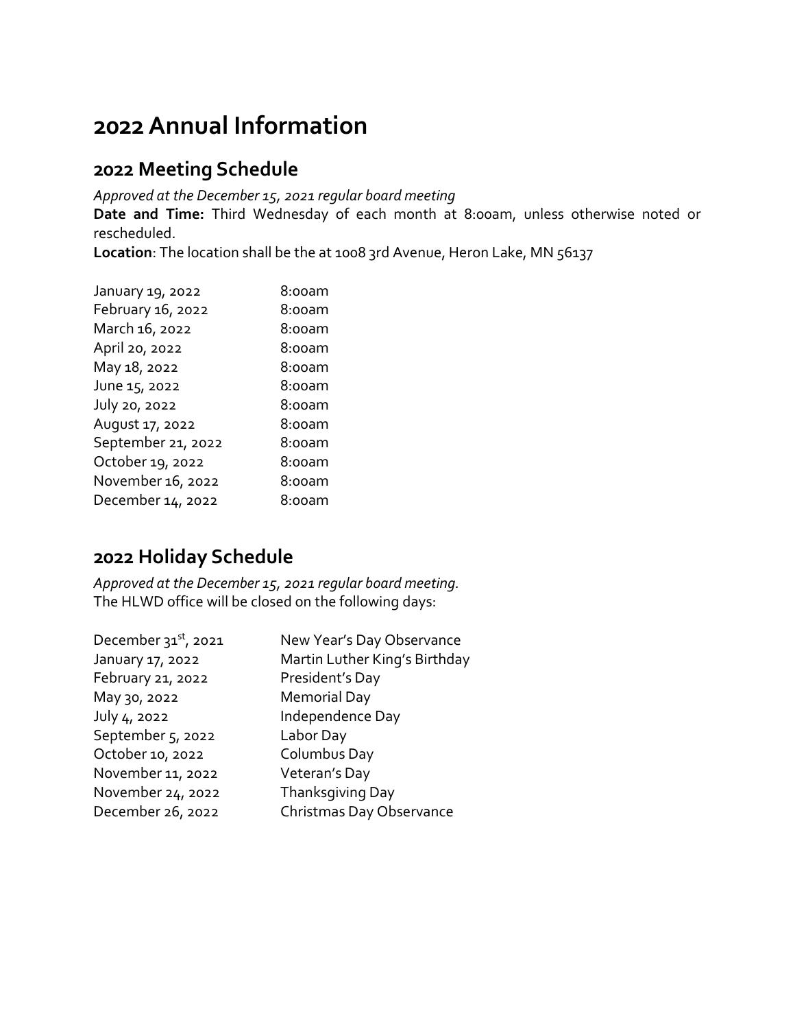# 2022 Annual Information

## 2022 Meeting Schedule

*Approved at the December 15, 2021 regular board meeting*

**Date and Time:** Third Wednesday of each month at 8:00am, unless otherwise noted or rescheduled.

**Location**: The location shall be the at 1008 3rd Avenue, Heron Lake, MN 56137

| | |
|---|---|
| January 19, 2022 | 8:00am |
| February 16, 2022 | 8:00am |
| March 16, 2022 | 8:00am |
| April 20, 2022 | 8:00am |
| May 18, 2022 | 8:00am |
| June 15, 2022 | 8:00am |
| July 20, 2022 | 8:00am |
| August 17, 2022 | 8:00am |
| September 21, 2022 | 8:00am |
| October 19, 2022 | 8:00am |
| November 16, 2022 | 8:00am |
| December 14, 2022 | 8:00am |

## 2022 Holiday Schedule

*Approved at the December 15, 2021 regular board meeting.*

The HLWD office will be closed on the following days:

| | |
|---|---|
| December 31st, 2021 | New Year's Day Observance |
| January 17, 2022 | Martin Luther King's Birthday |
| February 21, 2022 | President's Day |
| May 30, 2022 | Memorial Day |
| July 4, 2022 | Independence Day |
| September 5, 2022 | Labor Day |
| October 10, 2022 | Columbus Day |
| November 11, 2022 | Veteran's Day |
| November 24, 2022 | Thanksgiving Day |
| December 26, 2022 | Christmas Day Observance |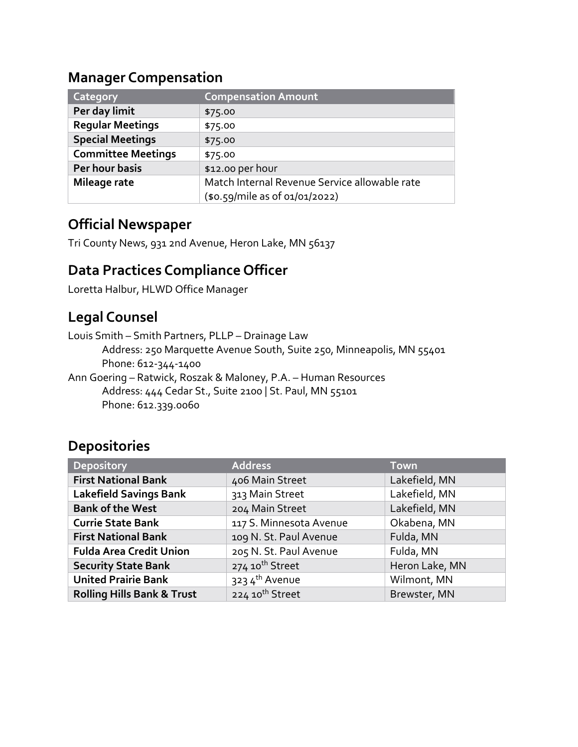## Manager Compensation

| Category | Compensation Amount |
| --- | --- |
| **Per day limit** | $75.00 |
| **Regular Meetings** | $75.00 |
| **Special Meetings** | $75.00 |
| **Committee Meetings** | $75.00 |
| **Per hour basis** | $12.00 per hour |
| **Mileage rate** | Match Internal Revenue Service allowable rate ($0.59/mile as of 01/01/2022) |

## Official Newspaper

Tri County News, 931 2nd Avenue, Heron Lake, MN 56137

## Data Practices Compliance Officer

Loretta Halbur, HLWD Office Manager

## Legal Counsel

Louis Smith – Smith Partners, PLLP – Drainage Law
    Address: 250 Marquette Avenue South, Suite 250, Minneapolis, MN 55401
    Phone: 612-344-1400
Ann Goering – Ratwick, Roszak & Maloney, P.A. – Human Resources
    Address: 444 Cedar St., Suite 2100 | St. Paul, MN 55101
    Phone: 612.339.0060

## Depositories

| Depository | Address | Town |
| --- | --- | --- |
| **First National Bank** | 406 Main Street | Lakefield, MN |
| **Lakefield Savings Bank** | 313 Main Street | Lakefield, MN |
| **Bank of the West** | 204 Main Street | Lakefield, MN |
| **Currie State Bank** | 117 S. Minnesota Avenue | Okabena, MN |
| **First National Bank** | 109 N. St. Paul Avenue | Fulda, MN |
| **Fulda Area Credit Union** | 205 N. St. Paul Avenue | Fulda, MN |
| **Security State Bank** | 274 10th Street | Heron Lake, MN |
| **United Prairie Bank** | 323 4th Avenue | Wilmont, MN |
| **Rolling Hills Bank & Trust** | 224 10th Street | Brewster, MN |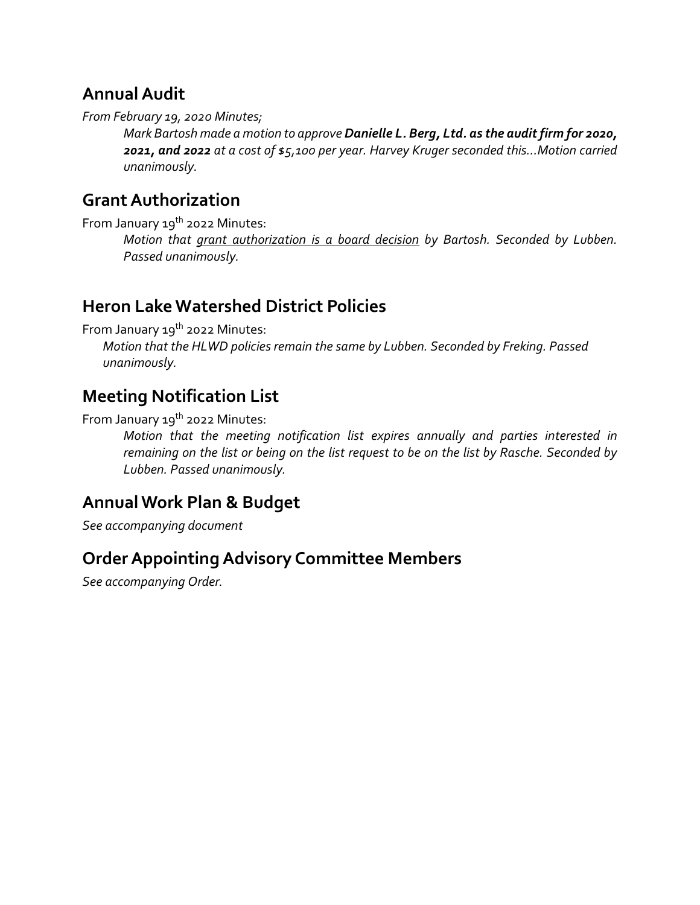## Annual Audit

*From February 19, 2020 Minutes;*

> *Mark Bartosh made a motion to approve* ***Danielle L. Berg, Ltd. as the audit firm for 2020, 2021, and 2022*** *at a cost of $5,100 per year. Harvey Kruger seconded this…Motion carried unanimously.*

## Grant Authorization

From January 19th 2022 Minutes:

> *Motion that <u>grant authorization is a board decision</u> by Bartosh. Seconded by Lubben. Passed unanimously.*

## Heron Lake Watershed District Policies

From January 19th 2022 Minutes:

> *Motion that the HLWD policies remain the same by Lubben. Seconded by Freking. Passed unanimously.*

## Meeting Notification List

From January 19th 2022 Minutes:

> *Motion that the meeting notification list expires annually and parties interested in remaining on the list or being on the list request to be on the list by Rasche. Seconded by Lubben. Passed unanimously.*

## Annual Work Plan & Budget

*See accompanying document*

## Order Appointing Advisory Committee Members

*See accompanying Order.*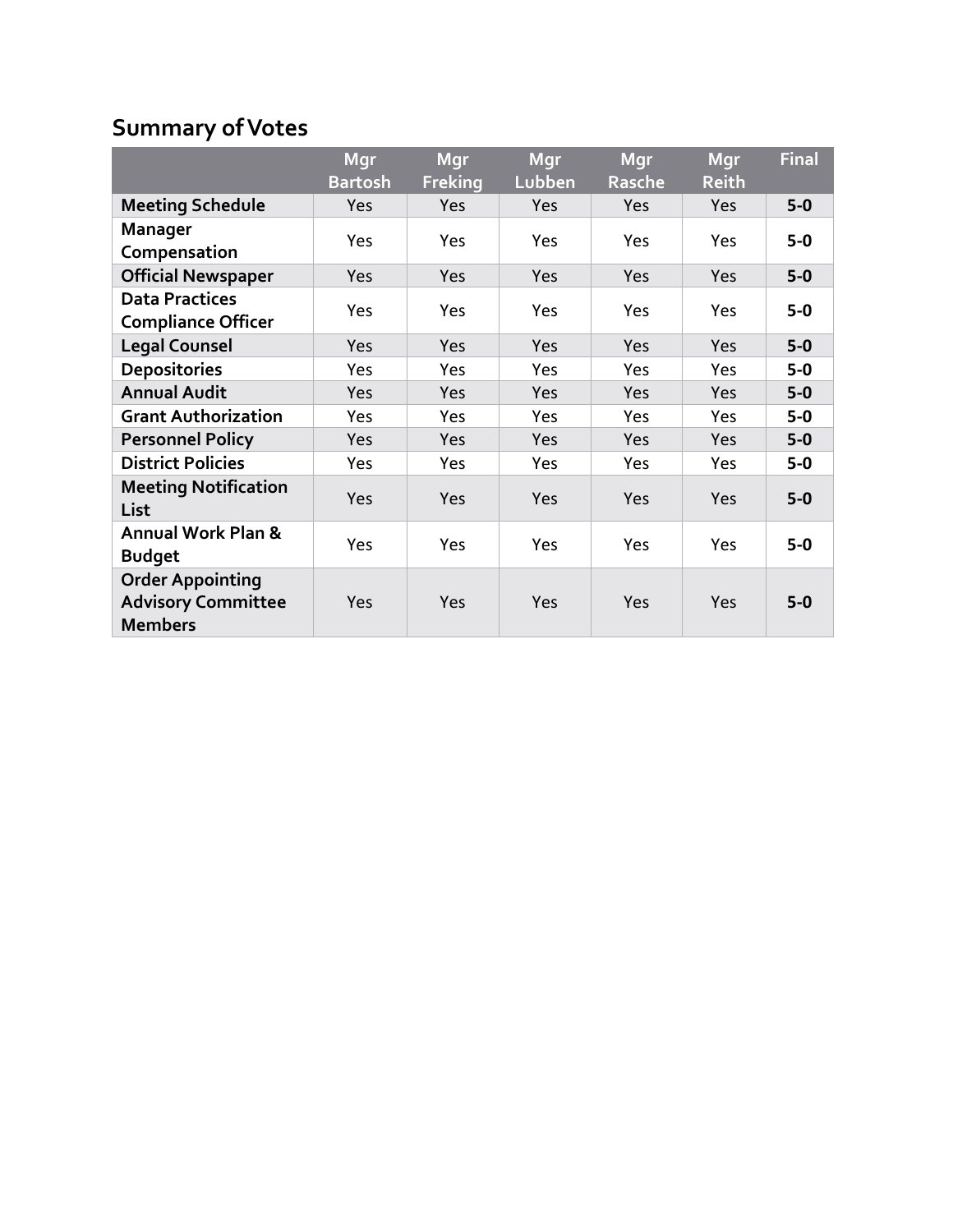## Summary of Votes

| | Mgr Bartosh | Mgr Freking | Mgr Lubben | Mgr Rasche | Mgr Reith | Final |
|---|---|---|---|---|---|---|
| **Meeting Schedule** | Yes | Yes | Yes | Yes | Yes | **5-0** |
| **Manager Compensation** | Yes | Yes | Yes | Yes | Yes | **5-0** |
| **Official Newspaper** | Yes | Yes | Yes | Yes | Yes | **5-0** |
| **Data Practices Compliance Officer** | Yes | Yes | Yes | Yes | Yes | **5-0** |
| **Legal Counsel** | Yes | Yes | Yes | Yes | Yes | **5-0** |
| **Depositories** | Yes | Yes | Yes | Yes | Yes | **5-0** |
| **Annual Audit** | Yes | Yes | Yes | Yes | Yes | **5-0** |
| **Grant Authorization** | Yes | Yes | Yes | Yes | Yes | **5-0** |
| **Personnel Policy** | Yes | Yes | Yes | Yes | Yes | **5-0** |
| **District Policies** | Yes | Yes | Yes | Yes | Yes | **5-0** |
| **Meeting Notification List** | Yes | Yes | Yes | Yes | Yes | **5-0** |
| **Annual Work Plan & Budget** | Yes | Yes | Yes | Yes | Yes | **5-0** |
| **Order Appointing Advisory Committee Members** | Yes | Yes | Yes | Yes | Yes | **5-0** |